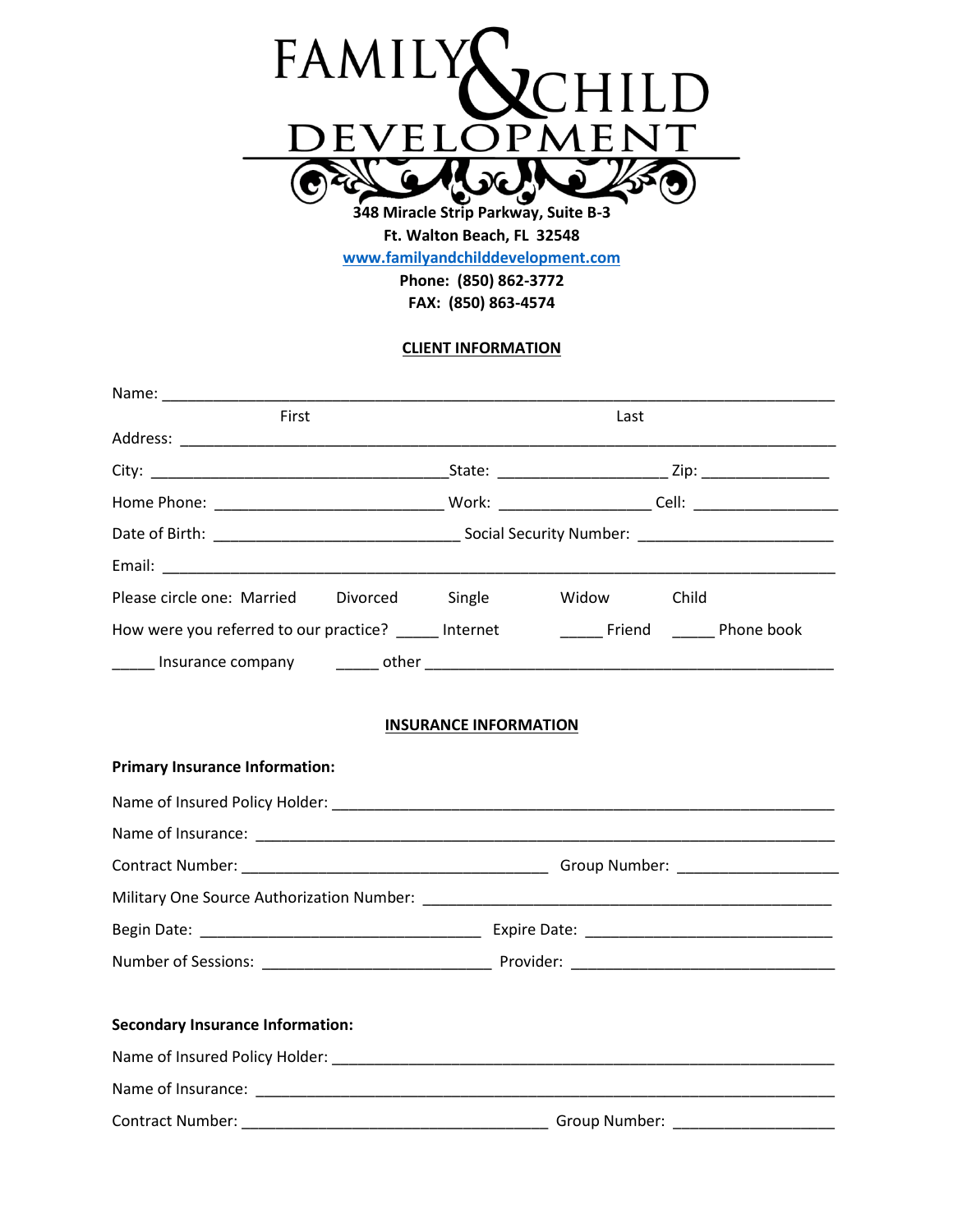# FAMILY & CHILD DEVELOPMENT

**348 Miracle Strip Parkway, Suite B-3**
**Ft. Walton Beach, FL 32548**
**www.familyandchilddevelopment.com**
**Phone: (850) 862-3772**
**FAX: (850) 863-4574**

## CLIENT INFORMATION

Name: ____________________________________________________________________________
First Last

Address: __________________________________________________________________________

City: ________________________________State: ____________________ Zip: _______________

Home Phone: ___________________________ Work: __________________ Cell: _________________

Date of Birth: ____________________________ Social Security Number: _______________________

Email: ____________________________________________________________________________

Please circle one: Married Divorced Single Widow Child

How were you referred to our practice? _____ Internet _____ Friend _____ Phone book

_____ Insurance company _____ other ________________________________________________

## INSURANCE INFORMATION

**Primary Insurance Information:**

Name of Insured Policy Holder: ______________________________________________________

Name of Insurance: ______________________________________________________________

Contract Number: ____________________________________ Group Number: ___________________

Military One Source Authorization Number: ________________________________________________

Begin Date: __________________________________ Expire Date: _____________________________

Number of Sessions: ___________________________ Provider: _______________________________

**Secondary Insurance Information:**

Name of Insured Policy Holder: ______________________________________________________

Name of Insurance: ______________________________________________________________

Contract Number: ____________________________________ Group Number: ___________________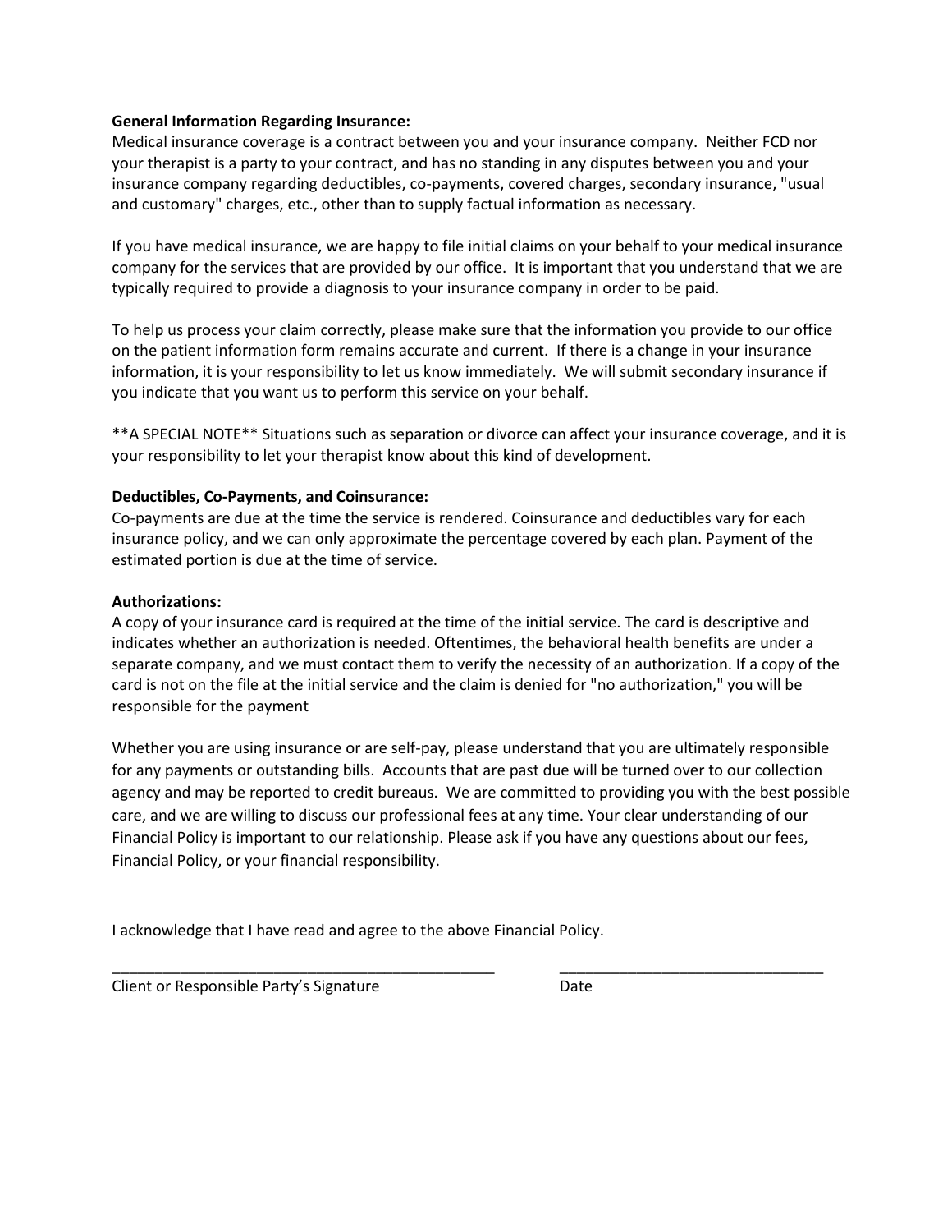**General Information Regarding Insurance:**
Medical insurance coverage is a contract between you and your insurance company. Neither FCD nor your therapist is a party to your contract, and has no standing in any disputes between you and your insurance company regarding deductibles, co-payments, covered charges, secondary insurance, "usual and customary" charges, etc., other than to supply factual information as necessary.

If you have medical insurance, we are happy to file initial claims on your behalf to your medical insurance company for the services that are provided by our office. It is important that you understand that we are typically required to provide a diagnosis to your insurance company in order to be paid.

To help us process your claim correctly, please make sure that the information you provide to our office on the patient information form remains accurate and current. If there is a change in your insurance information, it is your responsibility to let us know immediately. We will submit secondary insurance if you indicate that you want us to perform this service on your behalf.

**A SPECIAL NOTE** Situations such as separation or divorce can affect your insurance coverage, and it is your responsibility to let your therapist know about this kind of development.

**Deductibles, Co-Payments, and Coinsurance:**
Co-payments are due at the time the service is rendered. Coinsurance and deductibles vary for each insurance policy, and we can only approximate the percentage covered by each plan. Payment of the estimated portion is due at the time of service.

**Authorizations:**
A copy of your insurance card is required at the time of the initial service. The card is descriptive and indicates whether an authorization is needed. Oftentimes, the behavioral health benefits are under a separate company, and we must contact them to verify the necessity of an authorization. If a copy of the card is not on the file at the initial service and the claim is denied for "no authorization," you will be responsible for the payment

Whether you are using insurance or are self-pay, please understand that you are ultimately responsible for any payments or outstanding bills. Accounts that are past due will be turned over to our collection agency and may be reported to credit bureaus. We are committed to providing you with the best possible care, and we are willing to discuss our professional fees at any time. Your clear understanding of our Financial Policy is important to our relationship. Please ask if you have any questions about our fees, Financial Policy, or your financial responsibility.

I acknowledge that I have read and agree to the above Financial Policy.

_______________________________________________ _______________________________

Client or Responsible Party's Signature Date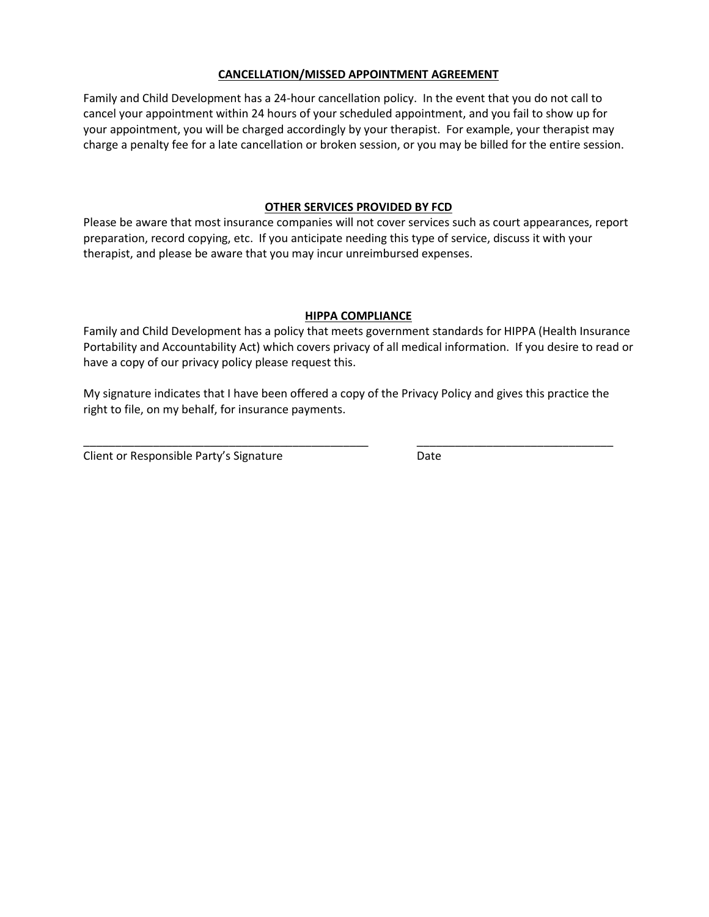## CANCELLATION/MISSED APPOINTMENT AGREEMENT

Family and Child Development has a 24-hour cancellation policy. In the event that you do not call to cancel your appointment within 24 hours of your scheduled appointment, and you fail to show up for your appointment, you will be charged accordingly by your therapist. For example, your therapist may charge a penalty fee for a late cancellation or broken session, or you may be billed for the entire session.

## OTHER SERVICES PROVIDED BY FCD

Please be aware that most insurance companies will not cover services such as court appearances, report preparation, record copying, etc. If you anticipate needing this type of service, discuss it with your therapist, and please be aware that you may incur unreimbursed expenses.

## HIPPA COMPLIANCE

Family and Child Development has a policy that meets government standards for HIPPA (Health Insurance Portability and Accountability Act) which covers privacy of all medical information. If you desire to read or have a copy of our privacy policy please request this.

My signature indicates that I have been offered a copy of the Privacy Policy and gives this practice the right to file, on my behalf, for insurance payments.

_______________________________________________ _______________________________

Client or Responsible Party's Signature Date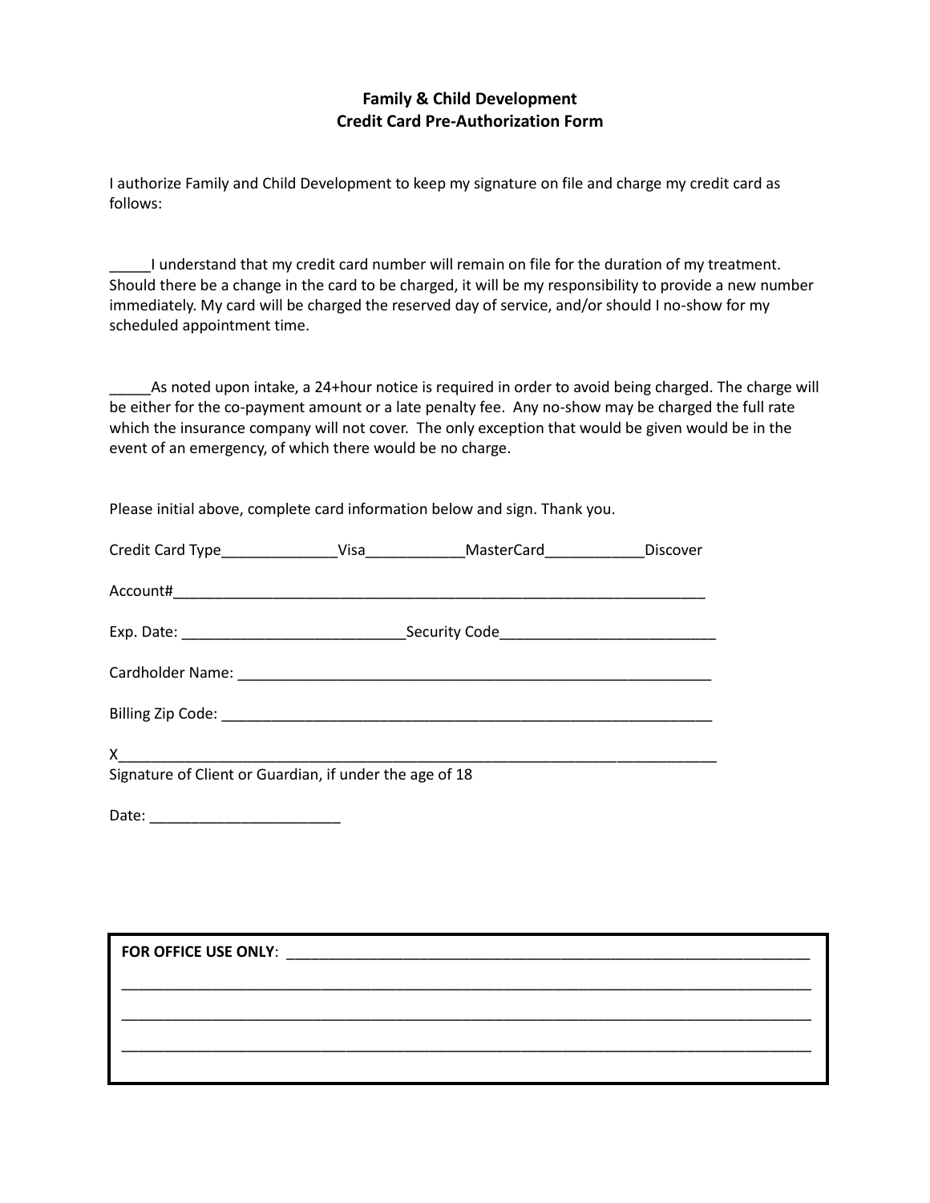**Family & Child Development**
**Credit Card Pre-Authorization Form**

I authorize Family and Child Development to keep my signature on file and charge my credit card as follows:

_____I understand that my credit card number will remain on file for the duration of my treatment. Should there be a change in the card to be charged, it will be my responsibility to provide a new number immediately. My card will be charged the reserved day of service, and/or should I no-show for my scheduled appointment time.

_____As noted upon intake, a 24+hour notice is required in order to avoid being charged. The charge will be either for the co-payment amount or a late penalty fee. Any no-show may be charged the full rate which the insurance company will not cover. The only exception that would be given would be in the event of an emergency, of which there would be no charge.

Please initial above, complete card information below and sign. Thank you.

Credit Card Type______________Visa____________MasterCard____________Discover

Account#____________________________________________________________________

Exp. Date: ___________________________Security Code__________________________

Cardholder Name: ____________________________________________________________

Billing Zip Code: _____________________________________________________________

X____________________________________________________________________________
Signature of Client or Guardian, if under the age of 18

Date: _______________________

**FOR OFFICE USE ONLY**: ________________________________________________________________
______________________________________________________________________________________
______________________________________________________________________________________
______________________________________________________________________________________